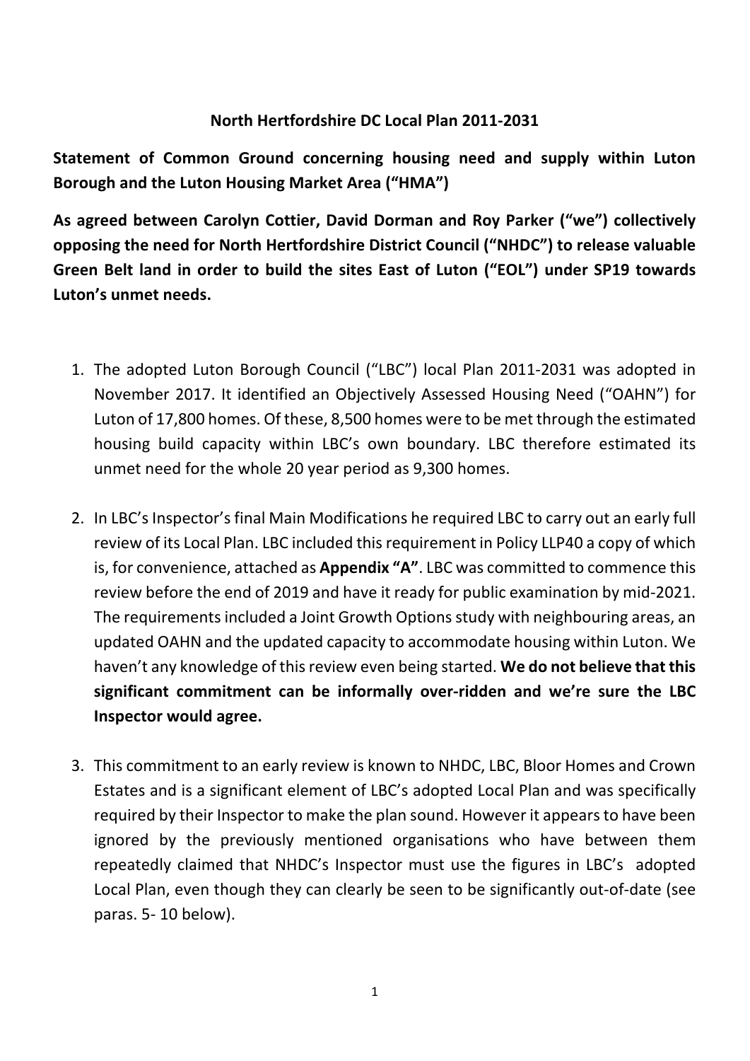**North Hertfordshire DC Local Plan 2011-2031**

**Statement of Common Ground concerning housing need and supply within Luton Borough and the Luton Housing Market Area ("HMA")**

**As agreed between Carolyn Cottier, David Dorman and Roy Parker ("we") collectively opposing the need for North Hertfordshire District Council ("NHDC") to release valuable Green Belt land in order to build the sites East of Luton ("EOL") under SP19 towards Luton's unmet needs.**

1. The adopted Luton Borough Council ("LBC") local Plan 2011-2031 was adopted in November 2017. It identified an Objectively Assessed Housing Need ("OAHN") for Luton of 17,800 homes. Of these, 8,500 homes were to be met through the estimated housing build capacity within LBC's own boundary. LBC therefore estimated its unmet need for the whole 20 year period as 9,300 homes.

2. In LBC's Inspector's final Main Modifications he required LBC to carry out an early full review of its Local Plan. LBC included this requirement in Policy LLP40 a copy of which is, for convenience, attached as **Appendix "A"**. LBC was committed to commence this review before the end of 2019 and have it ready for public examination by mid-2021. The requirements included a Joint Growth Options study with neighbouring areas, an updated OAHN and the updated capacity to accommodate housing within Luton. We haven't any knowledge of this review even being started. **We do not believe that this significant commitment can be informally over-ridden and we're sure the LBC Inspector would agree.**

3. This commitment to an early review is known to NHDC, LBC, Bloor Homes and Crown Estates and is a significant element of LBC's adopted Local Plan and was specifically required by their Inspector to make the plan sound. However it appears to have been ignored by the previously mentioned organisations who have between them repeatedly claimed that NHDC's Inspector must use the figures in LBC's adopted Local Plan, even though they can clearly be seen to be significantly out-of-date (see paras. 5- 10 below).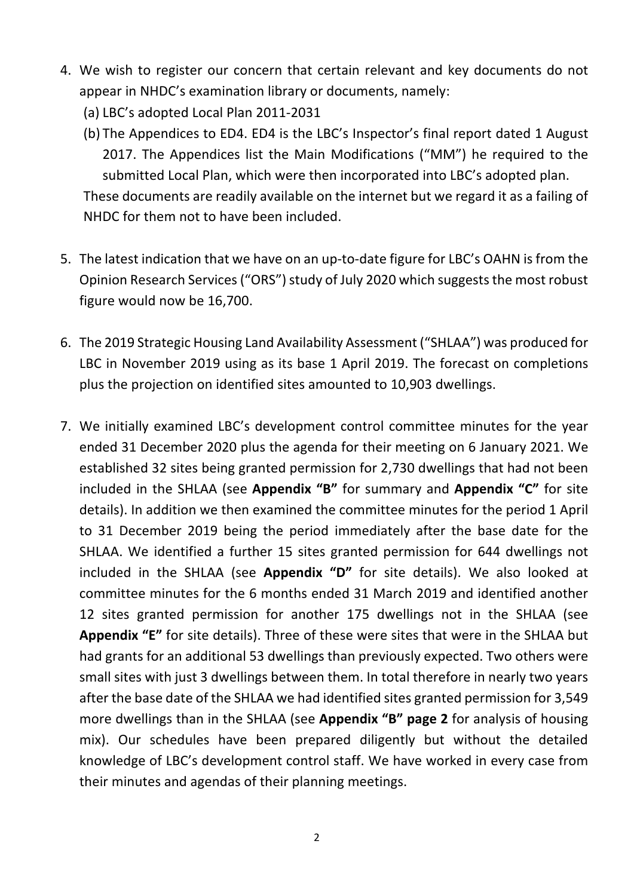4. We wish to register our concern that certain relevant and key documents do not appear in NHDC's examination library or documents, namely:
   (a) LBC's adopted Local Plan 2011-2031
   (b) The Appendices to ED4. ED4 is the LBC's Inspector's final report dated 1 August 2017. The Appendices list the Main Modifications ("MM") he required to the submitted Local Plan, which were then incorporated into LBC's adopted plan.

   These documents are readily available on the internet but we regard it as a failing of NHDC for them not to have been included.

5. The latest indication that we have on an up-to-date figure for LBC's OAHN is from the Opinion Research Services ("ORS") study of July 2020 which suggests the most robust figure would now be 16,700.

6. The 2019 Strategic Housing Land Availability Assessment ("SHLAA") was produced for LBC in November 2019 using as its base 1 April 2019. The forecast on completions plus the projection on identified sites amounted to 10,903 dwellings.

7. We initially examined LBC's development control committee minutes for the year ended 31 December 2020 plus the agenda for their meeting on 6 January 2021. We established 32 sites being granted permission for 2,730 dwellings that had not been included in the SHLAA (see **Appendix "B"** for summary and **Appendix "C"** for site details). In addition we then examined the committee minutes for the period 1 April to 31 December 2019 being the period immediately after the base date for the SHLAA. We identified a further 15 sites granted permission for 644 dwellings not included in the SHLAA (see **Appendix "D"** for site details). We also looked at committee minutes for the 6 months ended 31 March 2019 and identified another 12 sites granted permission for another 175 dwellings not in the SHLAA (see **Appendix "E"** for site details). Three of these were sites that were in the SHLAA but had grants for an additional 53 dwellings than previously expected. Two others were small sites with just 3 dwellings between them. In total therefore in nearly two years after the base date of the SHLAA we had identified sites granted permission for 3,549 more dwellings than in the SHLAA (see **Appendix "B" page 2** for analysis of housing mix). Our schedules have been prepared diligently but without the detailed knowledge of LBC's development control staff. We have worked in every case from their minutes and agendas of their planning meetings.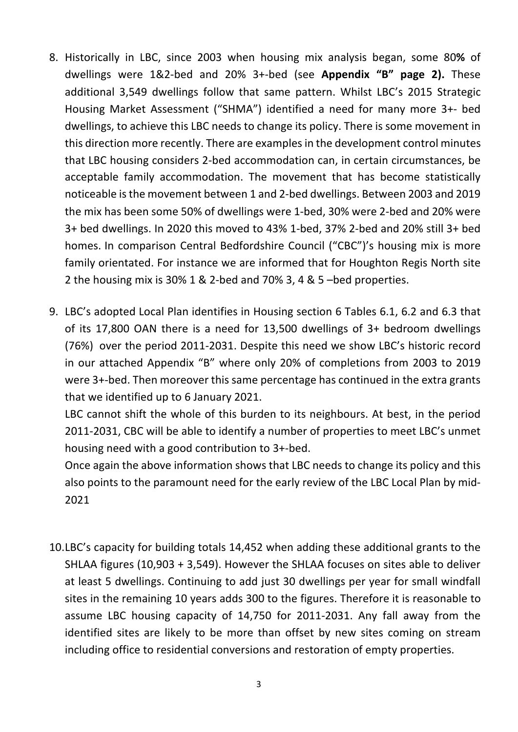8. Historically in LBC, since 2003 when housing mix analysis began, some 80**%** of dwellings were 1&2-bed and 20% 3+-bed (see **Appendix "B" page 2).** These additional 3,549 dwellings follow that same pattern. Whilst LBC's 2015 Strategic Housing Market Assessment ("SHMA") identified a need for many more 3+- bed dwellings, to achieve this LBC needs to change its policy. There is some movement in this direction more recently. There are examples in the development control minutes that LBC housing considers 2-bed accommodation can, in certain circumstances, be acceptable family accommodation. The movement that has become statistically noticeable is the movement between 1 and 2-bed dwellings. Between 2003 and 2019 the mix has been some 50% of dwellings were 1-bed, 30% were 2-bed and 20% were 3+ bed dwellings. In 2020 this moved to 43% 1-bed, 37% 2-bed and 20% still 3+ bed homes. In comparison Central Bedfordshire Council ("CBC")'s housing mix is more family orientated. For instance we are informed that for Houghton Regis North site 2 the housing mix is 30% 1 & 2-bed and 70% 3, 4 & 5 –bed properties.

9. LBC's adopted Local Plan identifies in Housing section 6 Tables 6.1, 6.2 and 6.3 that of its 17,800 OAN there is a need for 13,500 dwellings of 3+ bedroom dwellings (76%) over the period 2011-2031. Despite this need we show LBC's historic record in our attached Appendix "B" where only 20% of completions from 2003 to 2019 were 3+-bed. Then moreover this same percentage has continued in the extra grants that we identified up to 6 January 2021.

   LBC cannot shift the whole of this burden to its neighbours. At best, in the period 2011-2031, CBC will be able to identify a number of properties to meet LBC's unmet housing need with a good contribution to 3+-bed.

   Once again the above information shows that LBC needs to change its policy and this also points to the paramount need for the early review of the LBC Local Plan by mid-2021

10. LBC's capacity for building totals 14,452 when adding these additional grants to the SHLAA figures (10,903 + 3,549). However the SHLAA focuses on sites able to deliver at least 5 dwellings. Continuing to add just 30 dwellings per year for small windfall sites in the remaining 10 years adds 300 to the figures. Therefore it is reasonable to assume LBC housing capacity of 14,750 for 2011-2031. Any fall away from the identified sites are likely to be more than offset by new sites coming on stream including office to residential conversions and restoration of empty properties.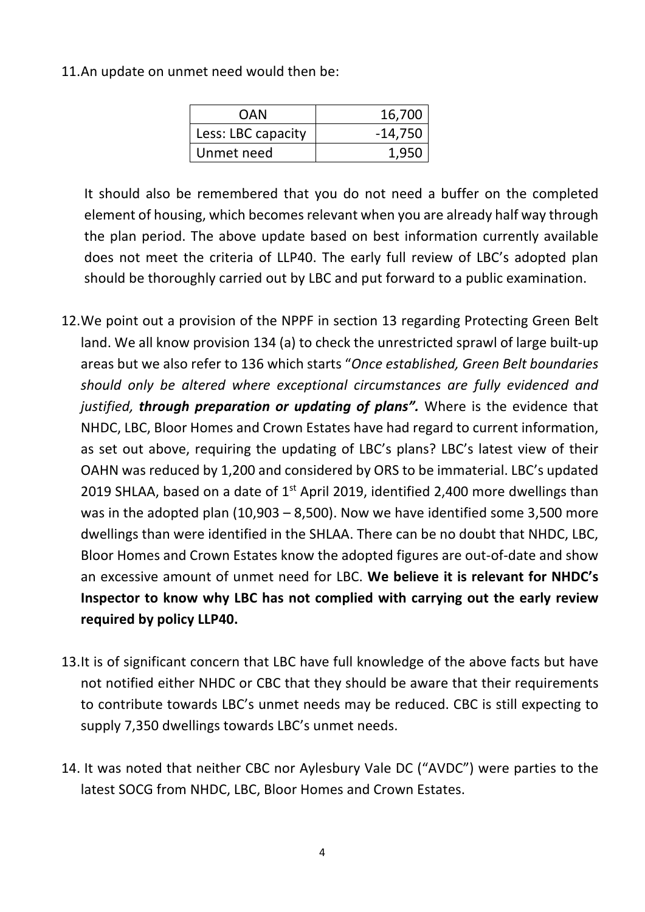11. An update on unmet need would then be:

| | |
|---|---|
| OAN | 16,700 |
| Less: LBC capacity | -14,750 |
| Unmet need | 1,950 |

It should also be remembered that you do not need a buffer on the completed element of housing, which becomes relevant when you are already half way through the plan period. The above update based on best information currently available does not meet the criteria of LLP40. The early full review of LBC's adopted plan should be thoroughly carried out by LBC and put forward to a public examination.

12. We point out a provision of the NPPF in section 13 regarding Protecting Green Belt land. We all know provision 134 (a) to check the unrestricted sprawl of large built-up areas but we also refer to 136 which starts "*Once established, Green Belt boundaries should only be altered where exceptional circumstances are fully evidenced and justified, **through preparation or updating of plans".*** Where is the evidence that NHDC, LBC, Bloor Homes and Crown Estates have had regard to current information, as set out above, requiring the updating of LBC's plans? LBC's latest view of their OAHN was reduced by 1,200 and considered by ORS to be immaterial. LBC's updated 2019 SHLAA, based on a date of 1st April 2019, identified 2,400 more dwellings than was in the adopted plan (10,903 – 8,500). Now we have identified some 3,500 more dwellings than were identified in the SHLAA. There can be no doubt that NHDC, LBC, Bloor Homes and Crown Estates know the adopted figures are out-of-date and show an excessive amount of unmet need for LBC. **We believe it is relevant for NHDC's Inspector to know why LBC has not complied with carrying out the early review required by policy LLP40.**

13. It is of significant concern that LBC have full knowledge of the above facts but have not notified either NHDC or CBC that they should be aware that their requirements to contribute towards LBC's unmet needs may be reduced. CBC is still expecting to supply 7,350 dwellings towards LBC's unmet needs.

14. It was noted that neither CBC nor Aylesbury Vale DC ("AVDC") were parties to the latest SOCG from NHDC, LBC, Bloor Homes and Crown Estates.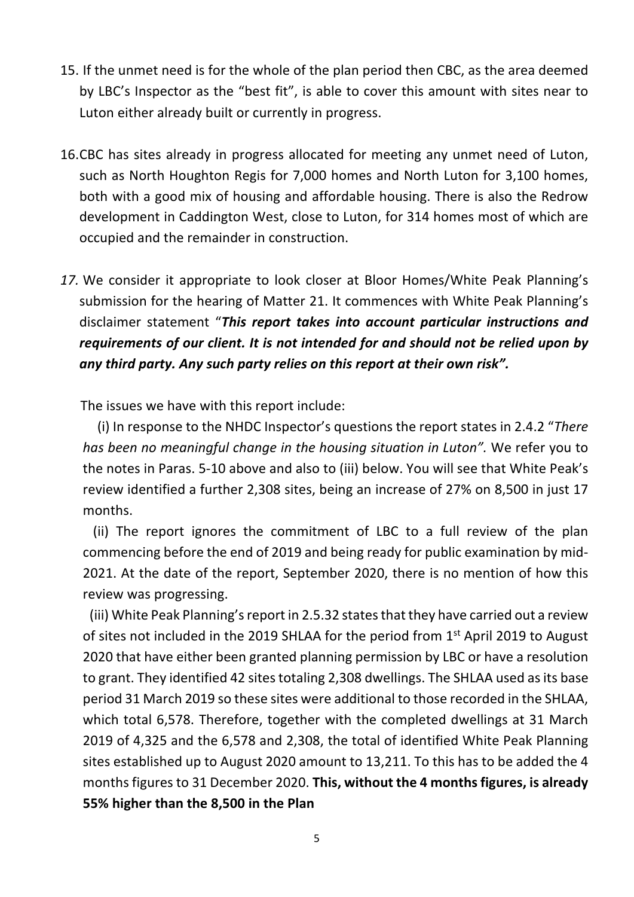15. If the unmet need is for the whole of the plan period then CBC, as the area deemed by LBC's Inspector as the "best fit", is able to cover this amount with sites near to Luton either already built or currently in progress.

16. CBC has sites already in progress allocated for meeting any unmet need of Luton, such as North Houghton Regis for 7,000 homes and North Luton for 3,100 homes, both with a good mix of housing and affordable housing. There is also the Redrow development in Caddington West, close to Luton, for 314 homes most of which are occupied and the remainder in construction.

*17.* We consider it appropriate to look closer at Bloor Homes/White Peak Planning's submission for the hearing of Matter 21. It commences with White Peak Planning's disclaimer statement "***This report takes into account particular instructions and requirements of our client. It is not intended for and should not be relied upon by any third party. Any such party relies on this report at their own risk".***

The issues we have with this report include:

(i) In response to the NHDC Inspector's questions the report states in 2.4.2 "*There has been no meaningful change in the housing situation in Luton".* We refer you to the notes in Paras. 5-10 above and also to (iii) below. You will see that White Peak's review identified a further 2,308 sites, being an increase of 27% on 8,500 in just 17 months.

(ii) The report ignores the commitment of LBC to a full review of the plan commencing before the end of 2019 and being ready for public examination by mid-2021. At the date of the report, September 2020, there is no mention of how this review was progressing.

(iii) White Peak Planning's report in 2.5.32 states that they have carried out a review of sites not included in the 2019 SHLAA for the period from 1st April 2019 to August 2020 that have either been granted planning permission by LBC or have a resolution to grant. They identified 42 sites totaling 2,308 dwellings. The SHLAA used as its base period 31 March 2019 so these sites were additional to those recorded in the SHLAA, which total 6,578. Therefore, together with the completed dwellings at 31 March 2019 of 4,325 and the 6,578 and 2,308, the total of identified White Peak Planning sites established up to August 2020 amount to 13,211. To this has to be added the 4 months figures to 31 December 2020. **This, without the 4 months figures, is already 55% higher than the 8,500 in the Plan**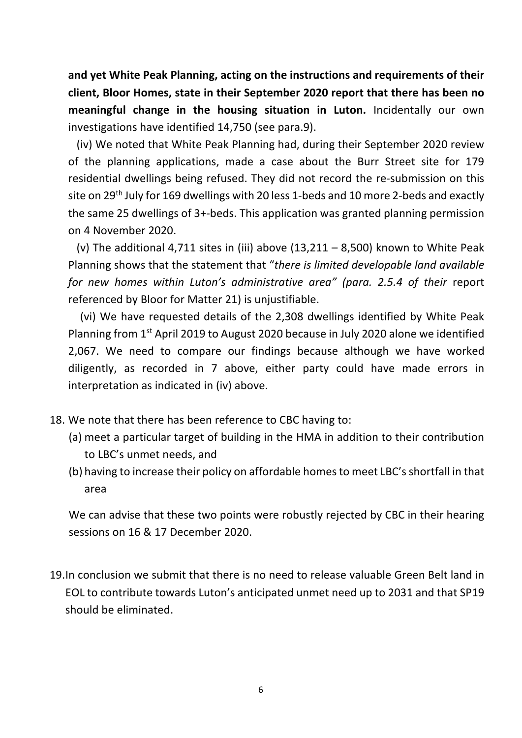**and yet White Peak Planning, acting on the instructions and requirements of their client, Bloor Homes, state in their September 2020 report that there has been no meaningful change in the housing situation in Luton.** Incidentally our own investigations have identified 14,750 (see para.9).

(iv) We noted that White Peak Planning had, during their September 2020 review of the planning applications, made a case about the Burr Street site for 179 residential dwellings being refused. They did not record the re-submission on this site on 29th July for 169 dwellings with 20 less 1-beds and 10 more 2-beds and exactly the same 25 dwellings of 3+-beds. This application was granted planning permission on 4 November 2020.

(v) The additional 4,711 sites in (iii) above (13,211 – 8,500) known to White Peak Planning shows that the statement that "*there is limited developable land available for new homes within Luton's administrative area" (para. 2.5.4 of their* report referenced by Bloor for Matter 21) is unjustifiable.

(vi) We have requested details of the 2,308 dwellings identified by White Peak Planning from 1st April 2019 to August 2020 because in July 2020 alone we identified 2,067. We need to compare our findings because although we have worked diligently, as recorded in 7 above, either party could have made errors in interpretation as indicated in (iv) above.

18. We note that there has been reference to CBC having to:
    (a) meet a particular target of building in the HMA in addition to their contribution to LBC's unmet needs, and
    (b) having to increase their policy on affordable homes to meet LBC's shortfall in that area

    We can advise that these two points were robustly rejected by CBC in their hearing sessions on 16 & 17 December 2020.

19. In conclusion we submit that there is no need to release valuable Green Belt land in EOL to contribute towards Luton's anticipated unmet need up to 2031 and that SP19 should be eliminated.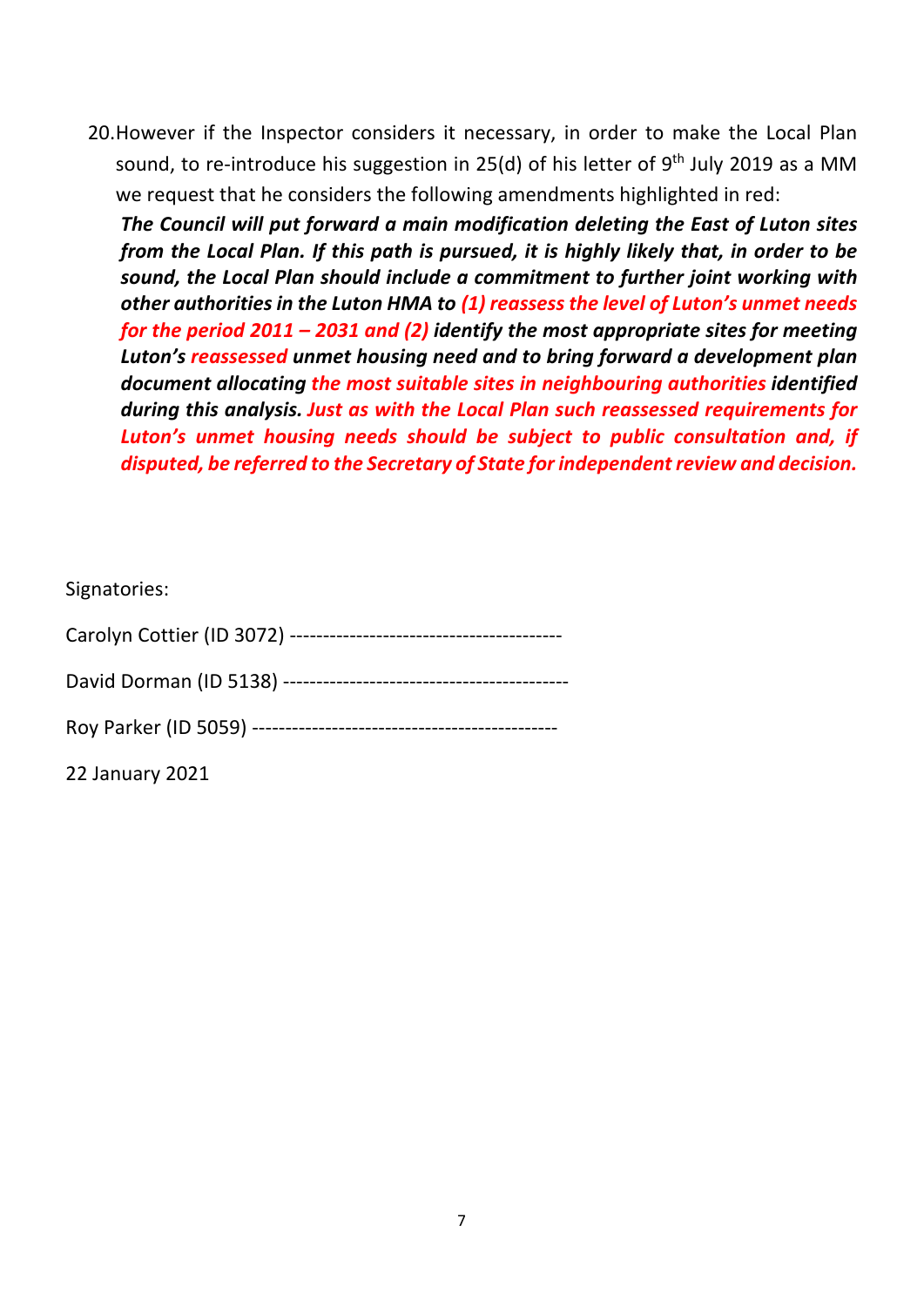20. However if the Inspector considers it necessary, in order to make the Local Plan sound, to re-introduce his suggestion in 25(d) of his letter of 9th July 2019 as a MM we request that he considers the following amendments highlighted in red:

***The Council will put forward a main modification deleting the East of Luton sites from the Local Plan. If this path is pursued, it is highly likely that, in order to be sound, the Local Plan should include a commitment to further joint working with other authorities in the Luton HMA to (1) reassess the level of Luton's unmet needs for the period 2011 – 2031 and (2) identify the most appropriate sites for meeting Luton's reassessed unmet housing need and to bring forward a development plan document allocating the most suitable sites in neighbouring authorities identified during this analysis. Just as with the Local Plan such reassessed requirements for Luton's unmet housing needs should be subject to public consultation and, if disputed, be referred to the Secretary of State for independent review and decision.***

Signatories:

Carolyn Cottier (ID 3072) ----------------------------------------

David Dorman (ID 5138) ------------------------------------------

Roy Parker (ID 5059) ---------------------------------------------

22 January 2021